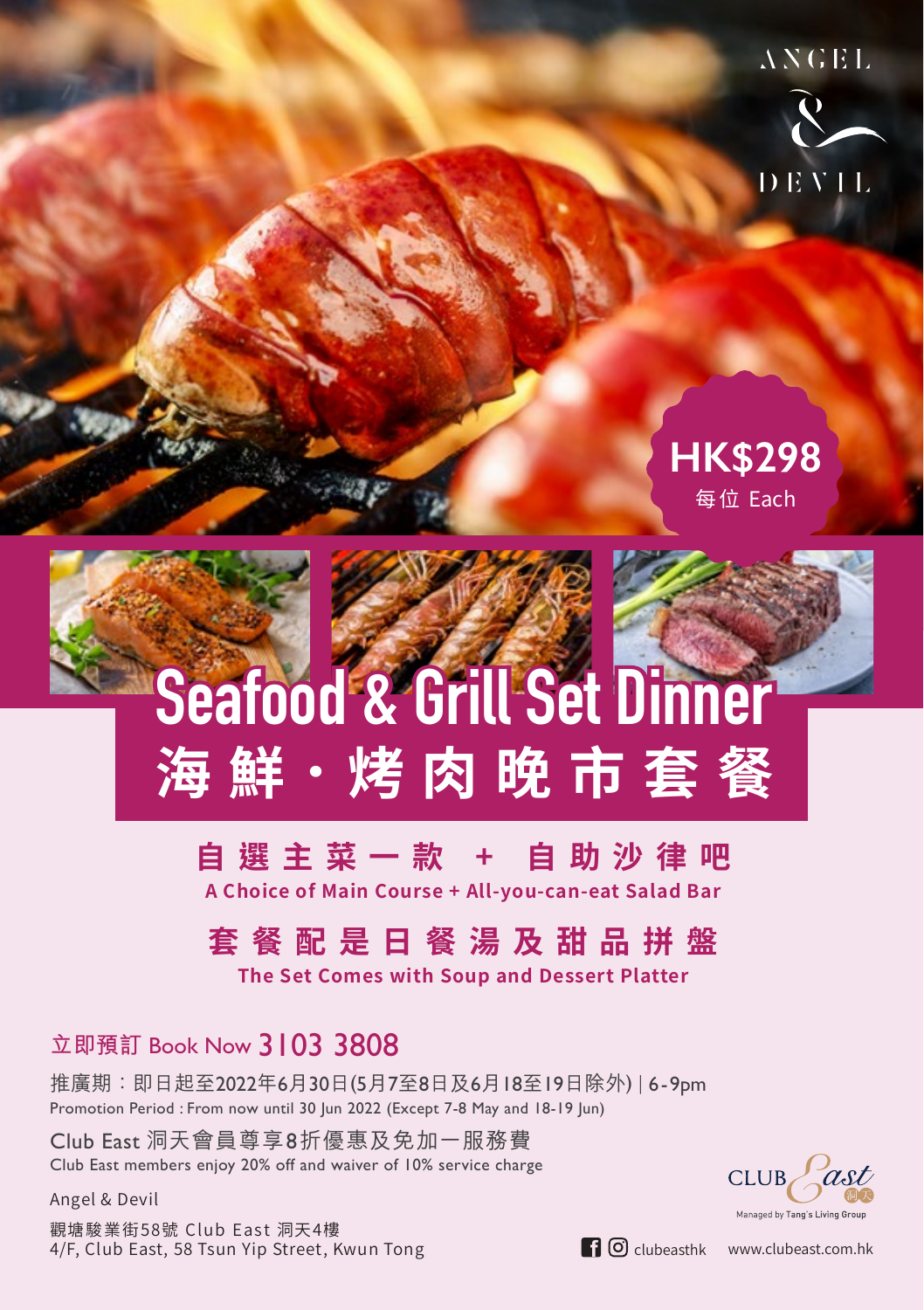ANGEL & DEVIL

**HK$298**
每位 Each

# Seafood & Grill Set Dinner
# 海鮮・烤肉晚市套餐

## 自選主菜一款 + 自助沙律吧
**A Choice of Main Course + All-you-can-eat Salad Bar**

## 套餐配是日餐湯及甜品拼盤
**The Set Comes with Soup and Dessert Platter**

立即預訂 Book Now 3103 3808

推廣期：即日起至2022年6月30日(5月7至8日及6月18至19日除外) | 6-9pm
Promotion Period : From now until 30 Jun 2022 (Except 7-8 May and 18-19 Jun)

Club East 洞天會員尊享8折優惠及免加一服務費
Club East members enjoy 20% off and waiver of 10% service charge

Angel & Devil
觀塘駿業街58號 Club East 洞天4樓
4/F, Club East, 58 Tsun Yip Street, Kwun Tong

CLUB East 洞天
Managed by Tang's Living Group

clubeasthk www.clubeast.com.hk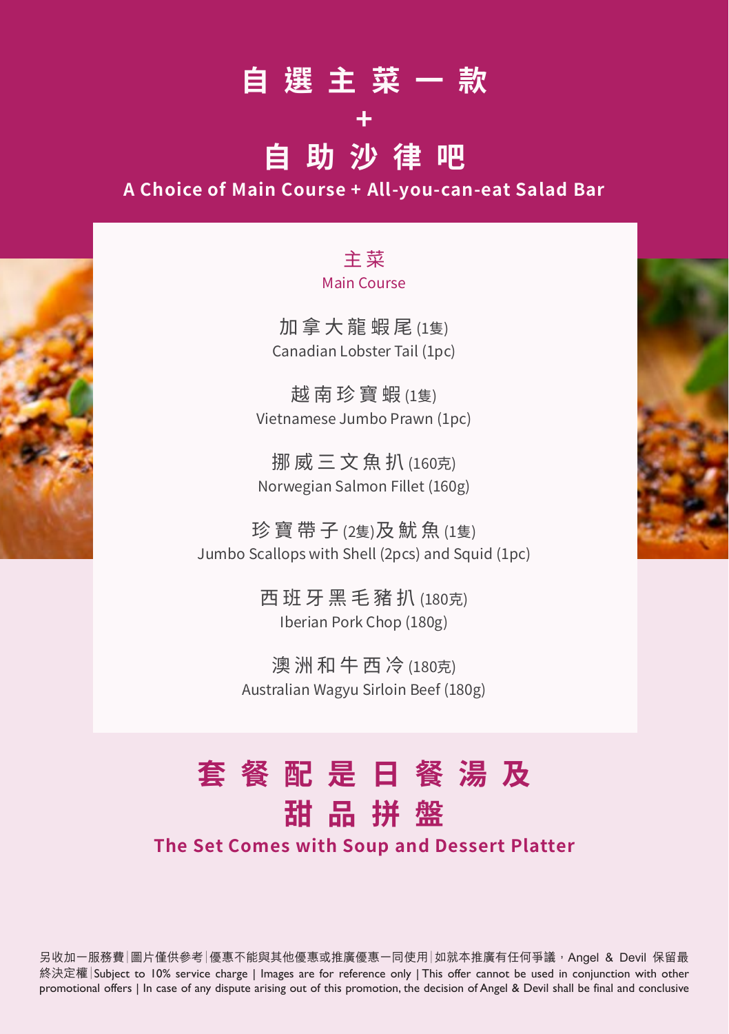# 自選主菜一款
# +
# 自助沙律吧

**A Choice of Main Course + All-you-can-eat Salad Bar**

## 主菜
Main Course

加拿大龍蝦尾 (1隻)
Canadian Lobster Tail (1pc)

越南珍寶蝦 (1隻)
Vietnamese Jumbo Prawn (1pc)

挪威三文魚扒 (160克)
Norwegian Salmon Fillet (160g)

珍寶帶子 (2隻)及魷魚 (1隻)
Jumbo Scallops with Shell (2pcs) and Squid (1pc)

西班牙黑毛豬扒 (180克)
Iberian Pork Chop (180g)

澳洲和牛西冷 (180克)
Australian Wagyu Sirloin Beef (180g)

## 套餐配是日餐湯及甜品拼盤

**The Set Comes with Soup and Dessert Platter**

另收加一服務費|圖片僅供參考|優惠不能與其他優惠或推廣優惠一同使用|如就本推廣有任何爭議，Angel & Devil 保留最終決定權|Subject to 10% service charge | Images are for reference only | This offer cannot be used in conjunction with other promotional offers | In case of any dispute arising out of this promotion, the decision of Angel & Devil shall be final and conclusive